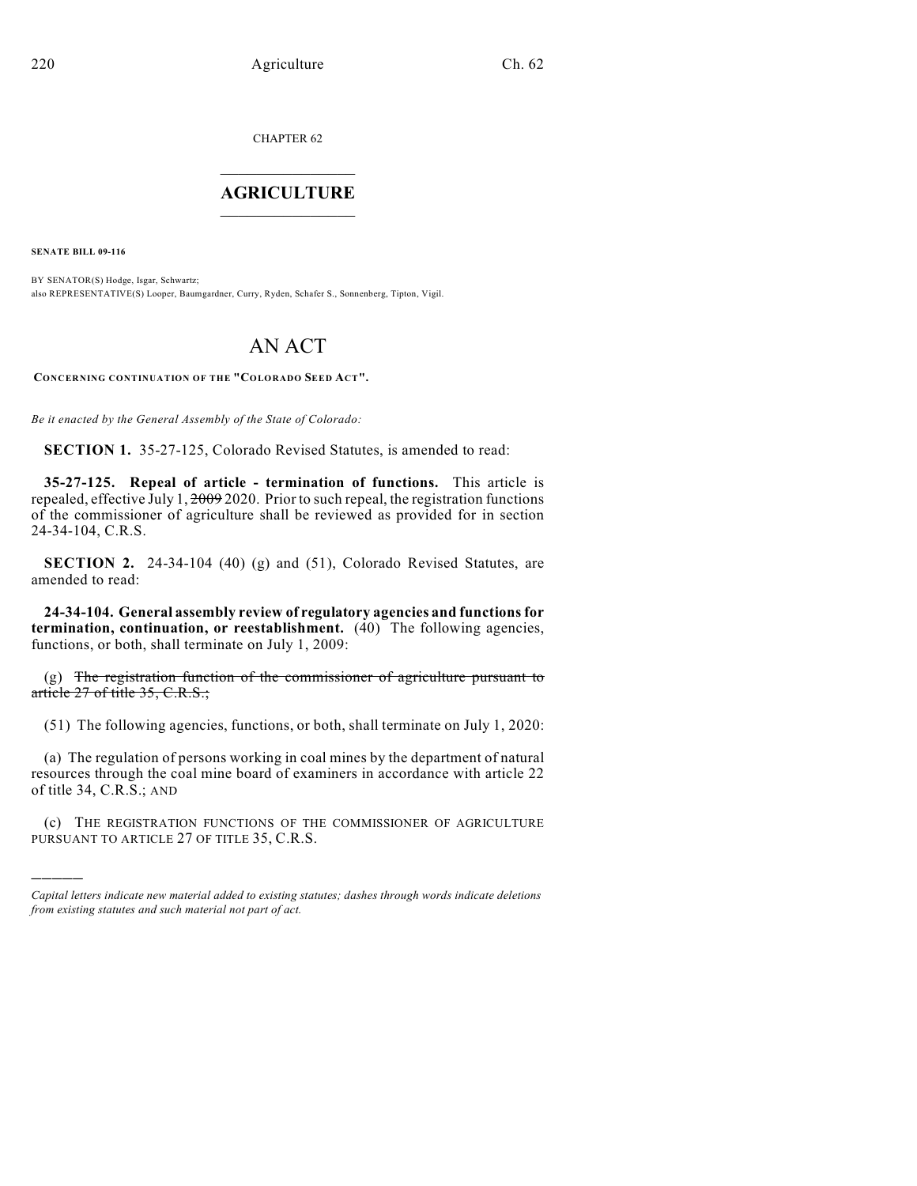CHAPTER 62

# AGRICULTURE

**SENATE BILL 09-116**

BY SENATOR(S) Hodge, Isgar, Schwartz;
also REPRESENTATIVE(S) Looper, Baumgardner, Curry, Ryden, Schafer S., Sonnenberg, Tipton, Vigil.

# AN ACT

**CONCERNING CONTINUATION OF THE "COLORADO SEED ACT".**

*Be it enacted by the General Assembly of the State of Colorado:*

**SECTION 1.** 35-27-125, Colorado Revised Statutes, is amended to read:

**35-27-125. Repeal of article - termination of functions.** This article is repealed, effective July 1, ~~2009~~ 2020. Prior to such repeal, the registration functions of the commissioner of agriculture shall be reviewed as provided for in section 24-34-104, C.R.S.

**SECTION 2.** 24-34-104 (40) (g) and (51), Colorado Revised Statutes, are amended to read:

**24-34-104. General assembly review of regulatory agencies and functions for termination, continuation, or reestablishment.** (40) The following agencies, functions, or both, shall terminate on July 1, 2009:

(g) ~~The registration function of the commissioner of agriculture pursuant to article 27 of title 35, C.R.S.;~~

(51) The following agencies, functions, or both, shall terminate on July 1, 2020:

(a) The regulation of persons working in coal mines by the department of natural resources through the coal mine board of examiners in accordance with article 22 of title 34, C.R.S.; AND

(c) THE REGISTRATION FUNCTIONS OF THE COMMISSIONER OF AGRICULTURE PURSUANT TO ARTICLE 27 OF TITLE 35, C.R.S.

---

*Capital letters indicate new material added to existing statutes; dashes through words indicate deletions from existing statutes and such material not part of act.*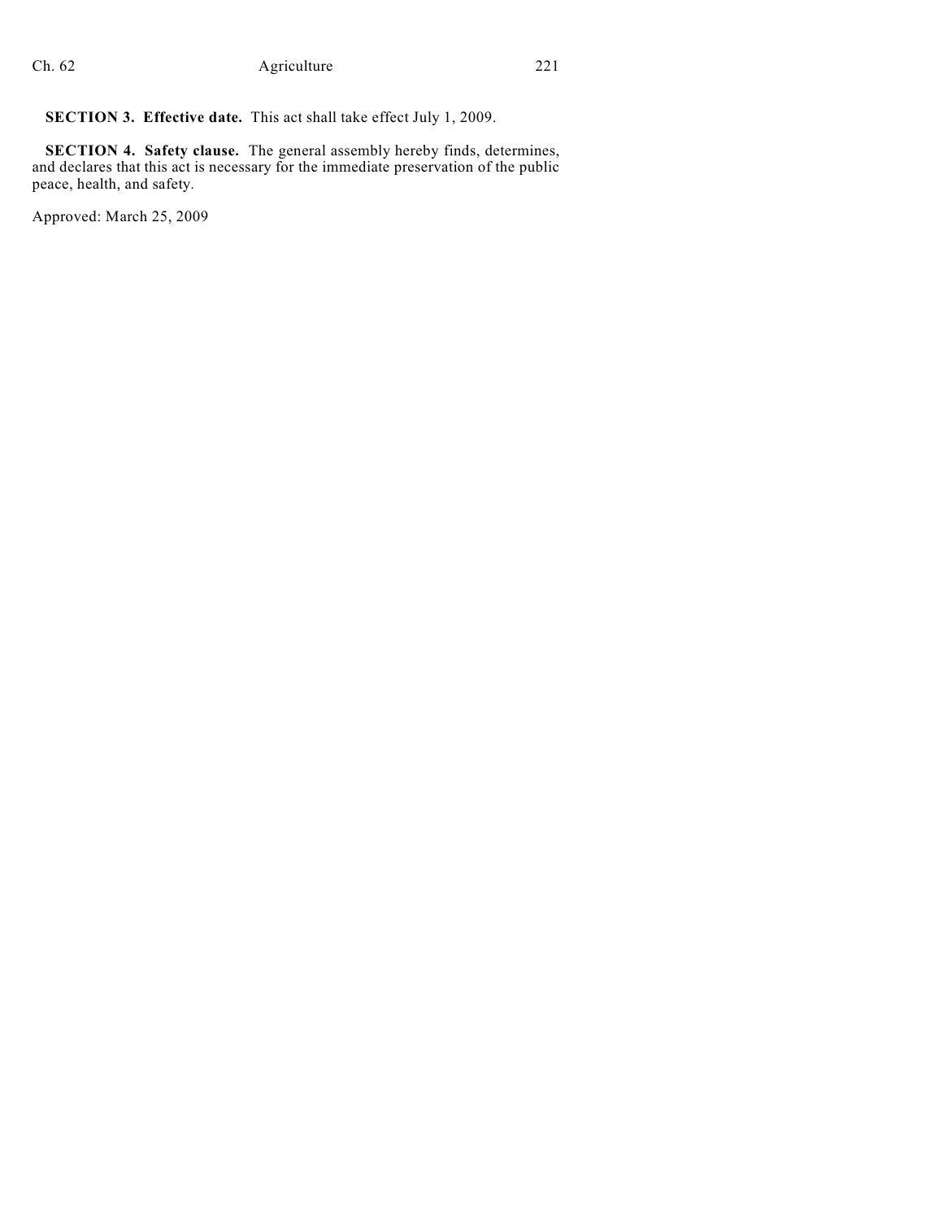**SECTION 3. Effective date.** This act shall take effect July 1, 2009.

**SECTION 4. Safety clause.** The general assembly hereby finds, determines, and declares that this act is necessary for the immediate preservation of the public peace, health, and safety.

Approved: March 25, 2009